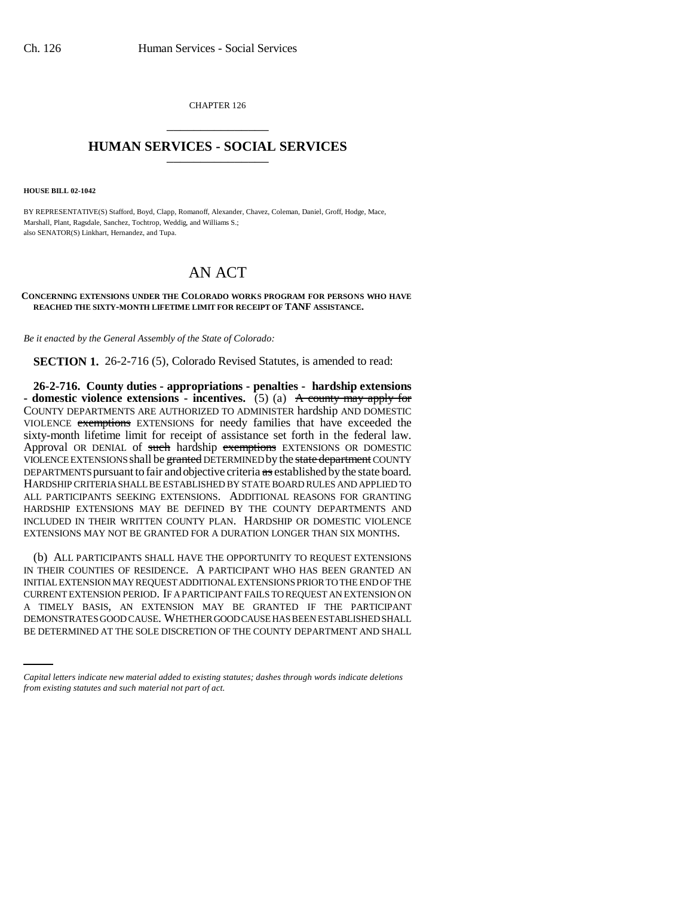CHAPTER 126

## HUMAN SERVICES - SOCIAL SERVICES

**HOUSE BILL 02-1042**

BY REPRESENTATIVE(S) Stafford, Boyd, Clapp, Romanoff, Alexander, Chavez, Coleman, Daniel, Groff, Hodge, Mace, Marshall, Plant, Ragsdale, Sanchez, Tochtrop, Weddig, and Williams S.;
also SENATOR(S) Linkhart, Hernandez, and Tupa.

# AN ACT

**CONCERNING EXTENSIONS UNDER THE COLORADO WORKS PROGRAM FOR PERSONS WHO HAVE REACHED THE SIXTY-MONTH LIFETIME LIMIT FOR RECEIPT OF TANF ASSISTANCE.**

*Be it enacted by the General Assembly of the State of Colorado:*

**SECTION 1.** 26-2-716 (5), Colorado Revised Statutes, is amended to read:

**26-2-716. County duties - appropriations - penalties - hardship extensions - domestic violence extensions - incentives.** (5) (a) ~~A county may apply for~~ COUNTY DEPARTMENTS ARE AUTHORIZED TO ADMINISTER hardship AND DOMESTIC VIOLENCE ~~exemptions~~ EXTENSIONS for needy families that have exceeded the sixty-month lifetime limit for receipt of assistance set forth in the federal law. Approval OR DENIAL of ~~such~~ hardship ~~exemptions~~ EXTENSIONS OR DOMESTIC VIOLENCE EXTENSIONS shall be ~~granted~~ DETERMINED by the ~~state department~~ COUNTY DEPARTMENTS pursuant to fair and objective criteria ~~as~~ established by the state board. HARDSHIP CRITERIA SHALL BE ESTABLISHED BY STATE BOARD RULES AND APPLIED TO ALL PARTICIPANTS SEEKING EXTENSIONS. ADDITIONAL REASONS FOR GRANTING HARDSHIP EXTENSIONS MAY BE DEFINED BY THE COUNTY DEPARTMENTS AND INCLUDED IN THEIR WRITTEN COUNTY PLAN. HARDSHIP OR DOMESTIC VIOLENCE EXTENSIONS MAY NOT BE GRANTED FOR A DURATION LONGER THAN SIX MONTHS.

(b) ALL PARTICIPANTS SHALL HAVE THE OPPORTUNITY TO REQUEST EXTENSIONS IN THEIR COUNTIES OF RESIDENCE. A PARTICIPANT WHO HAS BEEN GRANTED AN INITIAL EXTENSION MAY REQUEST ADDITIONAL EXTENSIONS PRIOR TO THE END OF THE CURRENT EXTENSION PERIOD. IF A PARTICIPANT FAILS TO REQUEST AN EXTENSION ON A TIMELY BASIS, AN EXTENSION MAY BE GRANTED IF THE PARTICIPANT DEMONSTRATES GOOD CAUSE. WHETHER GOOD CAUSE HAS BEEN ESTABLISHED SHALL BE DETERMINED AT THE SOLE DISCRETION OF THE COUNTY DEPARTMENT AND SHALL

*Capital letters indicate new material added to existing statutes; dashes through words indicate deletions from existing statutes and such material not part of act.*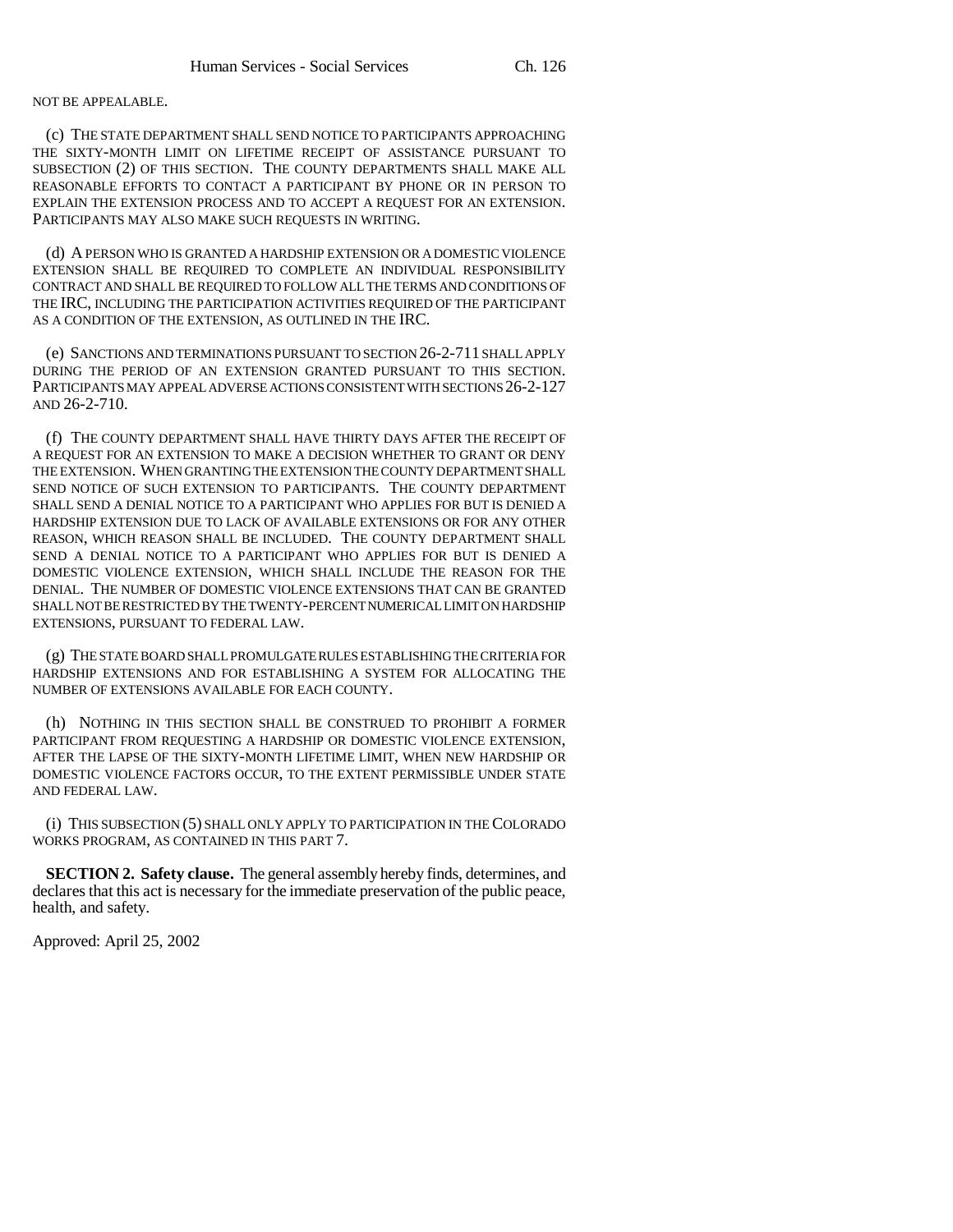NOT BE APPEALABLE.

(c) THE STATE DEPARTMENT SHALL SEND NOTICE TO PARTICIPANTS APPROACHING THE SIXTY-MONTH LIMIT ON LIFETIME RECEIPT OF ASSISTANCE PURSUANT TO SUBSECTION (2) OF THIS SECTION. THE COUNTY DEPARTMENTS SHALL MAKE ALL REASONABLE EFFORTS TO CONTACT A PARTICIPANT BY PHONE OR IN PERSON TO EXPLAIN THE EXTENSION PROCESS AND TO ACCEPT A REQUEST FOR AN EXTENSION. PARTICIPANTS MAY ALSO MAKE SUCH REQUESTS IN WRITING.

(d) A PERSON WHO IS GRANTED A HARDSHIP EXTENSION OR A DOMESTIC VIOLENCE EXTENSION SHALL BE REQUIRED TO COMPLETE AN INDIVIDUAL RESPONSIBILITY CONTRACT AND SHALL BE REQUIRED TO FOLLOW ALL THE TERMS AND CONDITIONS OF THE IRC, INCLUDING THE PARTICIPATION ACTIVITIES REQUIRED OF THE PARTICIPANT AS A CONDITION OF THE EXTENSION, AS OUTLINED IN THE IRC.

(e) SANCTIONS AND TERMINATIONS PURSUANT TO SECTION 26-2-711 SHALL APPLY DURING THE PERIOD OF AN EXTENSION GRANTED PURSUANT TO THIS SECTION. PARTICIPANTS MAY APPEAL ADVERSE ACTIONS CONSISTENT WITH SECTIONS 26-2-127 AND 26-2-710.

(f) THE COUNTY DEPARTMENT SHALL HAVE THIRTY DAYS AFTER THE RECEIPT OF A REQUEST FOR AN EXTENSION TO MAKE A DECISION WHETHER TO GRANT OR DENY THE EXTENSION. WHEN GRANTING THE EXTENSION THE COUNTY DEPARTMENT SHALL SEND NOTICE OF SUCH EXTENSION TO PARTICIPANTS. THE COUNTY DEPARTMENT SHALL SEND A DENIAL NOTICE TO A PARTICIPANT WHO APPLIES FOR BUT IS DENIED A HARDSHIP EXTENSION DUE TO LACK OF AVAILABLE EXTENSIONS OR FOR ANY OTHER REASON, WHICH REASON SHALL BE INCLUDED. THE COUNTY DEPARTMENT SHALL SEND A DENIAL NOTICE TO A PARTICIPANT WHO APPLIES FOR BUT IS DENIED A DOMESTIC VIOLENCE EXTENSION, WHICH SHALL INCLUDE THE REASON FOR THE DENIAL. THE NUMBER OF DOMESTIC VIOLENCE EXTENSIONS THAT CAN BE GRANTED SHALL NOT BE RESTRICTED BY THE TWENTY-PERCENT NUMERICAL LIMIT ON HARDSHIP EXTENSIONS, PURSUANT TO FEDERAL LAW.

(g) THE STATE BOARD SHALL PROMULGATE RULES ESTABLISHING THE CRITERIA FOR HARDSHIP EXTENSIONS AND FOR ESTABLISHING A SYSTEM FOR ALLOCATING THE NUMBER OF EXTENSIONS AVAILABLE FOR EACH COUNTY.

(h) NOTHING IN THIS SECTION SHALL BE CONSTRUED TO PROHIBIT A FORMER PARTICIPANT FROM REQUESTING A HARDSHIP OR DOMESTIC VIOLENCE EXTENSION, AFTER THE LAPSE OF THE SIXTY-MONTH LIFETIME LIMIT, WHEN NEW HARDSHIP OR DOMESTIC VIOLENCE FACTORS OCCUR, TO THE EXTENT PERMISSIBLE UNDER STATE AND FEDERAL LAW.

(i) THIS SUBSECTION (5) SHALL ONLY APPLY TO PARTICIPATION IN THE COLORADO WORKS PROGRAM, AS CONTAINED IN THIS PART 7.

**SECTION 2. Safety clause.** The general assembly hereby finds, determines, and declares that this act is necessary for the immediate preservation of the public peace, health, and safety.

Approved: April 25, 2002